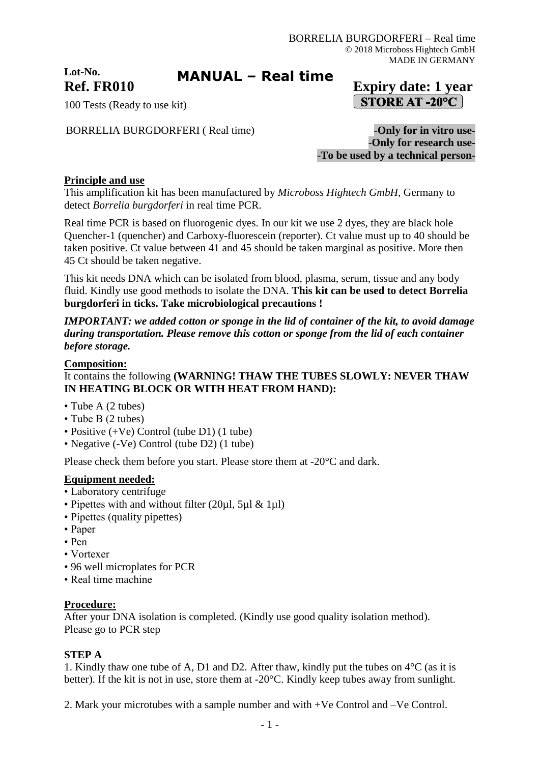BORRELIA BURGDORFERI – Real time
© 2018 Microboss Hightech GmbH
MADE IN GERMANY

**Lot-No.**

# MANUAL – Real time

**Ref. FR010** **Expiry date: 1 year**

100 Tests (Ready to use kit) **STORE AT -20°C**

BORRELIA BURGDORFERI ( Real time)

**-Only for in vitro use-**
**-Only for research use-**
**-To be used by a technical person-**

## Principle and use

This amplification kit has been manufactured by *Microboss Hightech GmbH*, Germany to detect *Borrelia burgdorferi* in real time PCR.

Real time PCR is based on fluorogenic dyes. In our kit we use 2 dyes, they are black hole Quencher-1 (quencher) and Carboxy-fluorescein (reporter). Ct value must up to 40 should be taken positive. Ct value between 41 and 45 should be taken marginal as positive. More then 45 Ct should be taken negative.

This kit needs DNA which can be isolated from blood, plasma, serum, tissue and any body fluid. Kindly use good methods to isolate the DNA. **This kit can be used to detect Borrelia burgdorferi in ticks. Take microbiological precautions !**

***IMPORTANT: we added cotton or sponge in the lid of container of the kit, to avoid damage during transportation. Please remove this cotton or sponge from the lid of each container before storage.***

## Composition:

It contains the following **(WARNING! THAW THE TUBES SLOWLY: NEVER THAW IN HEATING BLOCK OR WITH HEAT FROM HAND):**

- Tube A (2 tubes)
- Tube B (2 tubes)
- Positive (+Ve) Control (tube D1) (1 tube)
- Negative (-Ve) Control (tube D2) (1 tube)

Please check them before you start. Please store them at -20°C and dark.

## Equipment needed:

- Laboratory centrifuge
- Pipettes with and without filter (20µl, 5µl & 1µl)
- Pipettes (quality pipettes)
- Paper
- Pen
- Vortexer
- 96 well microplates for PCR
- Real time machine

## Procedure:

After your DNA isolation is completed. (Kindly use good quality isolation method).
Please go to PCR step

### STEP A

1. Kindly thaw one tube of A, D1 and D2. After thaw, kindly put the tubes on 4°C (as it is better). If the kit is not in use, store them at -20°C. Kindly keep tubes away from sunlight.

2. Mark your microtubes with a sample number and with +Ve Control and –Ve Control.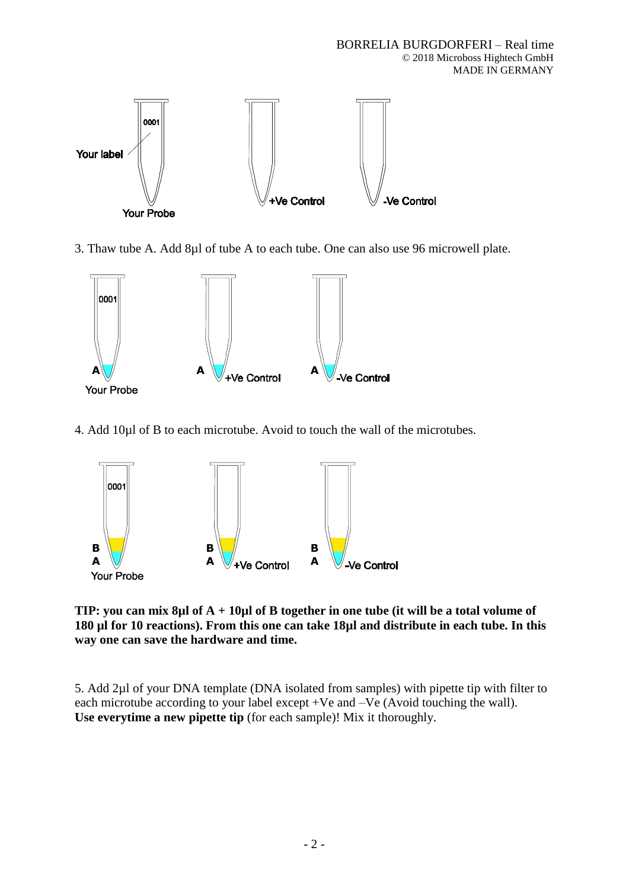Your label

0001

Your Probe

+Ve Control

-Ve Control

3. Thaw tube A. Add 8µl of tube A to each tube. One can also use 96 microwell plate.

0001

A

Your Probe

A +Ve Control

A -Ve Control

4. Add 10µl of B to each microtube. Avoid to touch the wall of the microtubes.

0001

B
A

Your Probe

B
A +Ve Control

B
A -Ve Control

**TIP: you can mix 8µl of A + 10µl of B together in one tube (it will be a total volume of 180 µl for 10 reactions). From this one can take 18µl and distribute in each tube. In this way one can save the hardware and time.**

5. Add 2µl of your DNA template (DNA isolated from samples) with pipette tip with filter to each microtube according to your label except +Ve and –Ve (Avoid touching the wall). **Use everytime a new pipette tip** (for each sample)! Mix it thoroughly.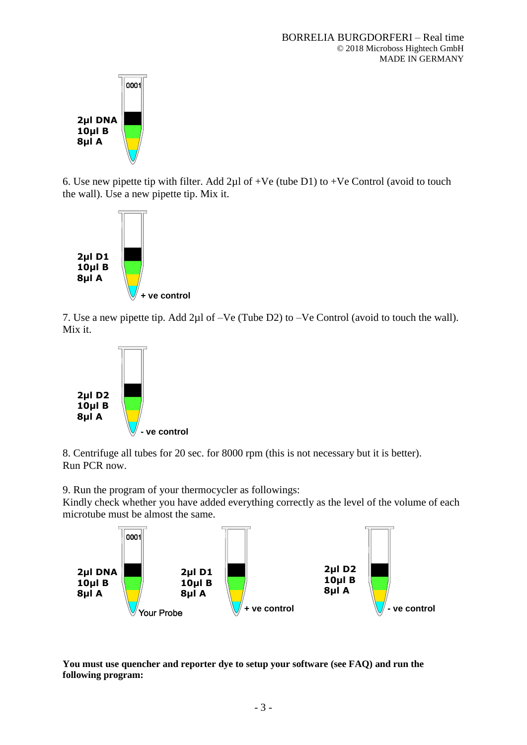2µl DNA
10µl B
8µl A

6. Use new pipette tip with filter. Add 2µl of +Ve (tube D1) to +Ve Control (avoid to touch the wall). Use a new pipette tip. Mix it.

2µl D1
10µl B
8µl A
+ ve control

7. Use a new pipette tip. Add 2µl of –Ve (Tube D2) to –Ve Control (avoid to touch the wall). Mix it.

2µl D2
10µl B
8µl A
- ve control

8. Centrifuge all tubes for 20 sec. for 8000 rpm (this is not necessary but it is better). Run PCR now.

9. Run the program of your thermocycler as followings:
Kindly check whether you have added everything correctly as the level of the volume of each microtube must be almost the same.

| Your Probe | + ve control | - ve control |
| --- | --- | --- |
| 2µl DNA | 2µl D1 | 2µl D2 |
| 10µl B | 10µl B | 10µl B |
| 8µl A | 8µl A | 8µl A |

**You must use quencher and reporter dye to setup your software (see FAQ) and run the following program:**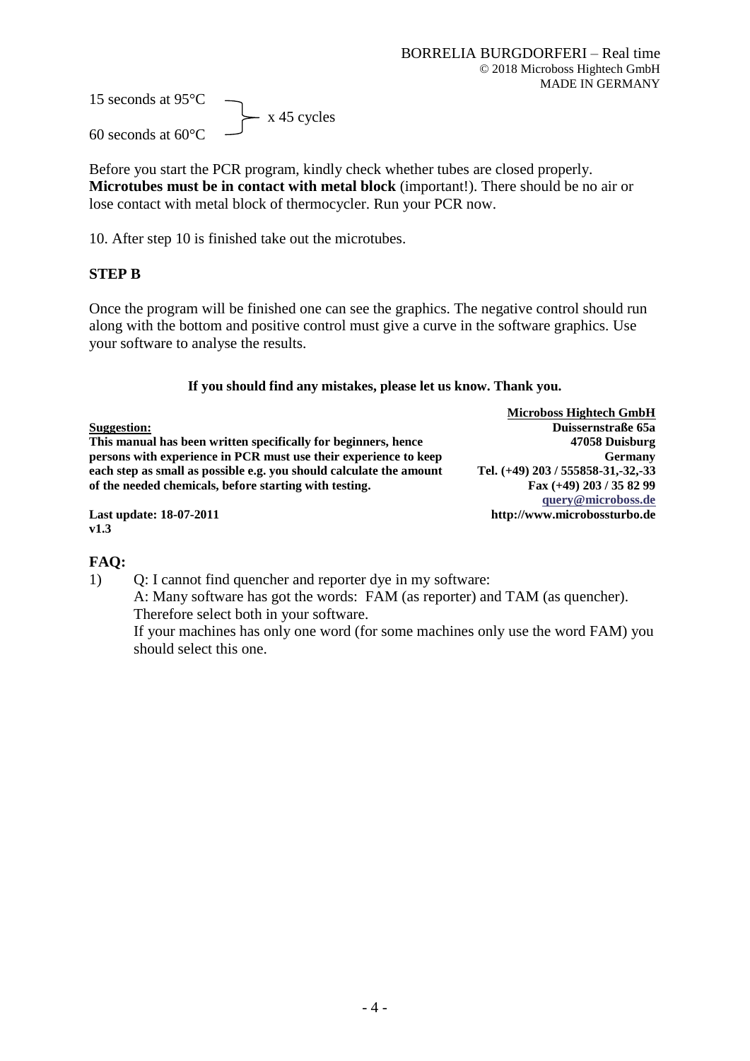15 seconds at 95°C
60 seconds at 60°C

x 45 cycles

Before you start the PCR program, kindly check whether tubes are closed properly. **Microtubes must be in contact with metal block** (important!). There should be no air or lose contact with metal block of thermocycler. Run your PCR now.

10. After step 10 is finished take out the microtubes.

**STEP B**

Once the program will be finished one can see the graphics. The negative control should run along with the bottom and positive control must give a curve in the software graphics. Use your software to analyse the results.

**If you should find any mistakes, please let us know. Thank you.**

**Suggestion:**
**This manual has been written specifically for beginners, hence persons with experience in PCR must use their experience to keep each step as small as possible e.g. you should calculate the amount of the needed chemicals, before starting with testing.**

**Last update: 18-07-2011**
**v1.3**

**Microboss Hightech GmbH**
**Duissernstraße 65a**
**47058 Duisburg**
**Germany**
**Tel. (+49) 203 / 555858-31,-32,-33**
**Fax (+49) 203 / 35 82 99**
**query@microboss.de**
**http://www.microbossturbo.de**

## FAQ:

1) Q: I cannot find quencher and reporter dye in my software:
   A: Many software has got the words: FAM (as reporter) and TAM (as quencher). Therefore select both in your software.
   If your machines has only one word (for some machines only use the word FAM) you should select this one.